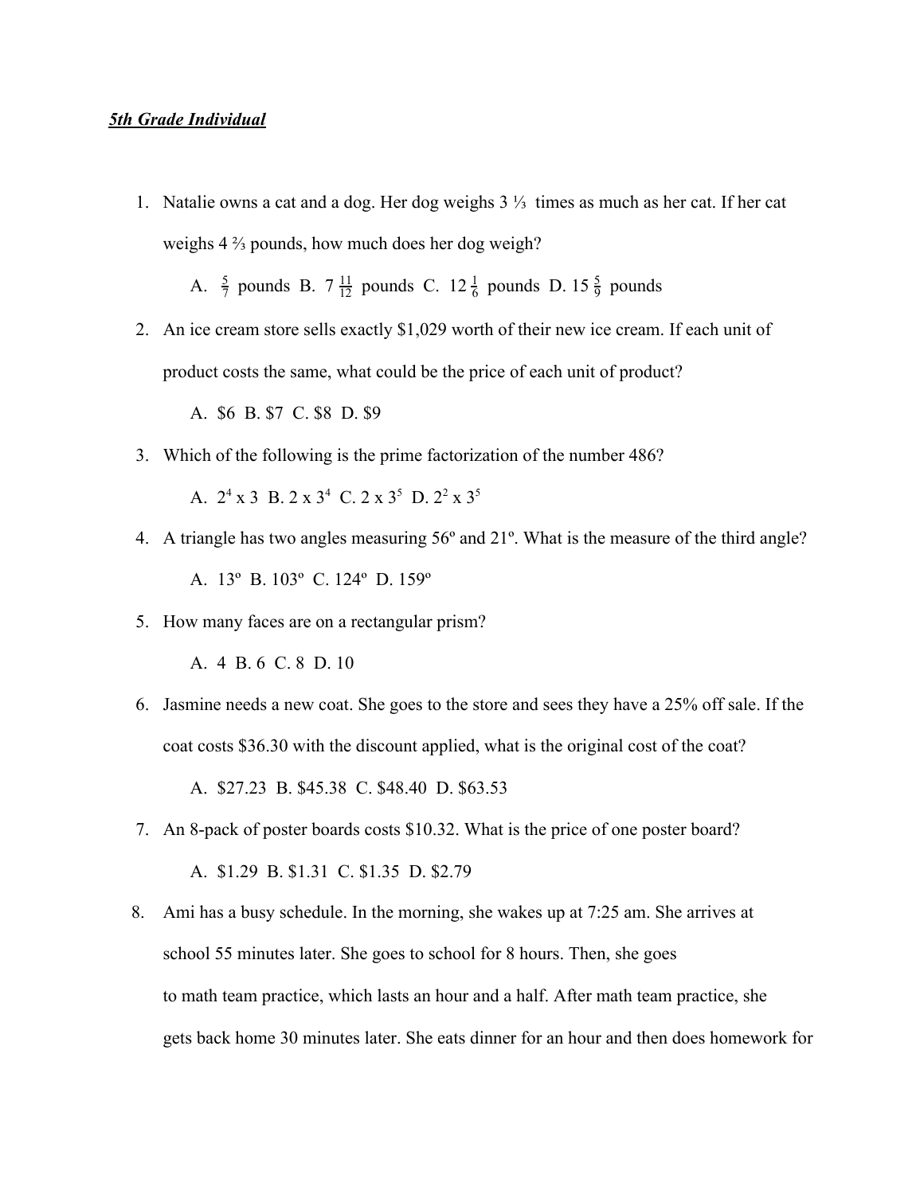***5th Grade Individual***

1. Natalie owns a cat and a dog. Her dog weighs $3\frac{1}{3}$ times as much as her cat. If her cat weighs $4\frac{2}{3}$ pounds, how much does her dog weigh?

   A. $\frac{5}{7}$ pounds B. $7\frac{11}{12}$ pounds C. $12\frac{1}{6}$ pounds D. $15\frac{5}{9}$ pounds

2. An ice cream store sells exactly $1,029 worth of their new ice cream. If each unit of product costs the same, what could be the price of each unit of product?

   A. $6 B. $7 C. $8 D. $9

3. Which of the following is the prime factorization of the number 486?

   A. $2^4 \times 3$ B. $2 \times 3^4$ C. $2 \times 3^5$ D. $2^2 \times 3^5$

4. A triangle has two angles measuring 56º and 21º. What is the measure of the third angle?

   A. 13º B. 103º C. 124º D. 159º

5. How many faces are on a rectangular prism?

   A. 4 B. 6 C. 8 D. 10

6. Jasmine needs a new coat. She goes to the store and sees they have a 25% off sale. If the coat costs $36.30 with the discount applied, what is the original cost of the coat?

   A. $27.23 B. $45.38 C. $48.40 D. $63.53

7. An 8-pack of poster boards costs $10.32. What is the price of one poster board?

   A. $1.29 B. $1.31 C. $1.35 D. $2.79

8. Ami has a busy schedule. In the morning, she wakes up at 7:25 am. She arrives at school 55 minutes later. She goes to school for 8 hours. Then, she goes to math team practice, which lasts an hour and a half. After math team practice, she gets back home 30 minutes later. She eats dinner for an hour and then does homework for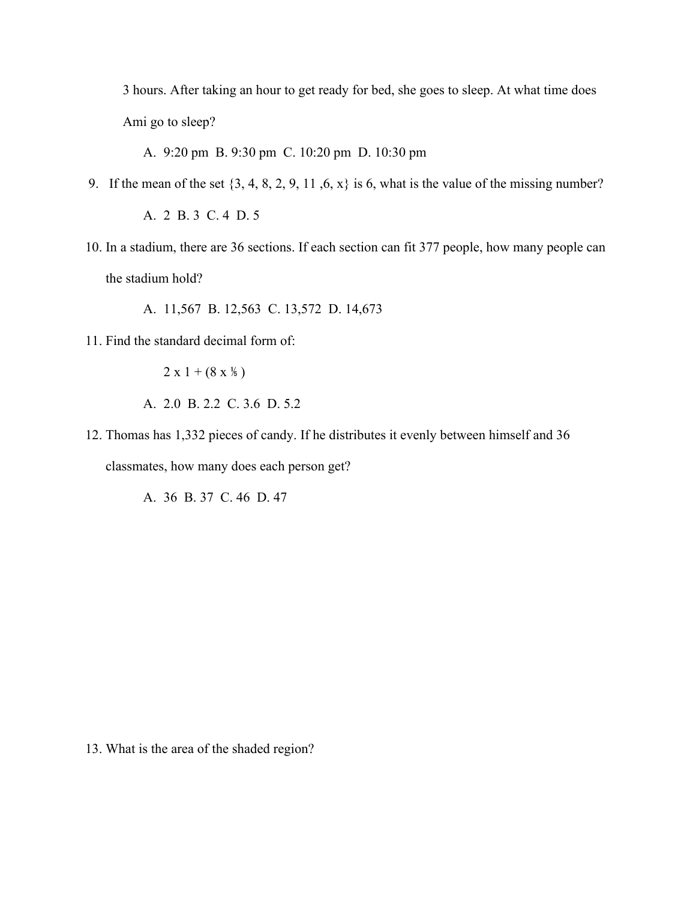3 hours. After taking an hour to get ready for bed, she goes to sleep. At what time does Ami go to sleep?

A. 9:20 pm B. 9:30 pm C. 10:20 pm D. 10:30 pm

9. If the mean of the set {3, 4, 8, 2, 9, 11 ,6, x} is 6, what is the value of the missing number?

   A. 2 B. 3 C. 4 D. 5

10. In a stadium, there are 36 sections. If each section can fit 377 people, how many people can the stadium hold?

    A. 11,567 B. 12,563 C. 13,572 D. 14,673

11. Find the standard decimal form of:

    $2 \times 1 + (8 \times \frac{1}{5})$

    A. 2.0 B. 2.2 C. 3.6 D. 5.2

12. Thomas has 1,332 pieces of candy. If he distributes it evenly between himself and 36 classmates, how many does each person get?

    A. 36 B. 37 C. 46 D. 47

13. What is the area of the shaded region?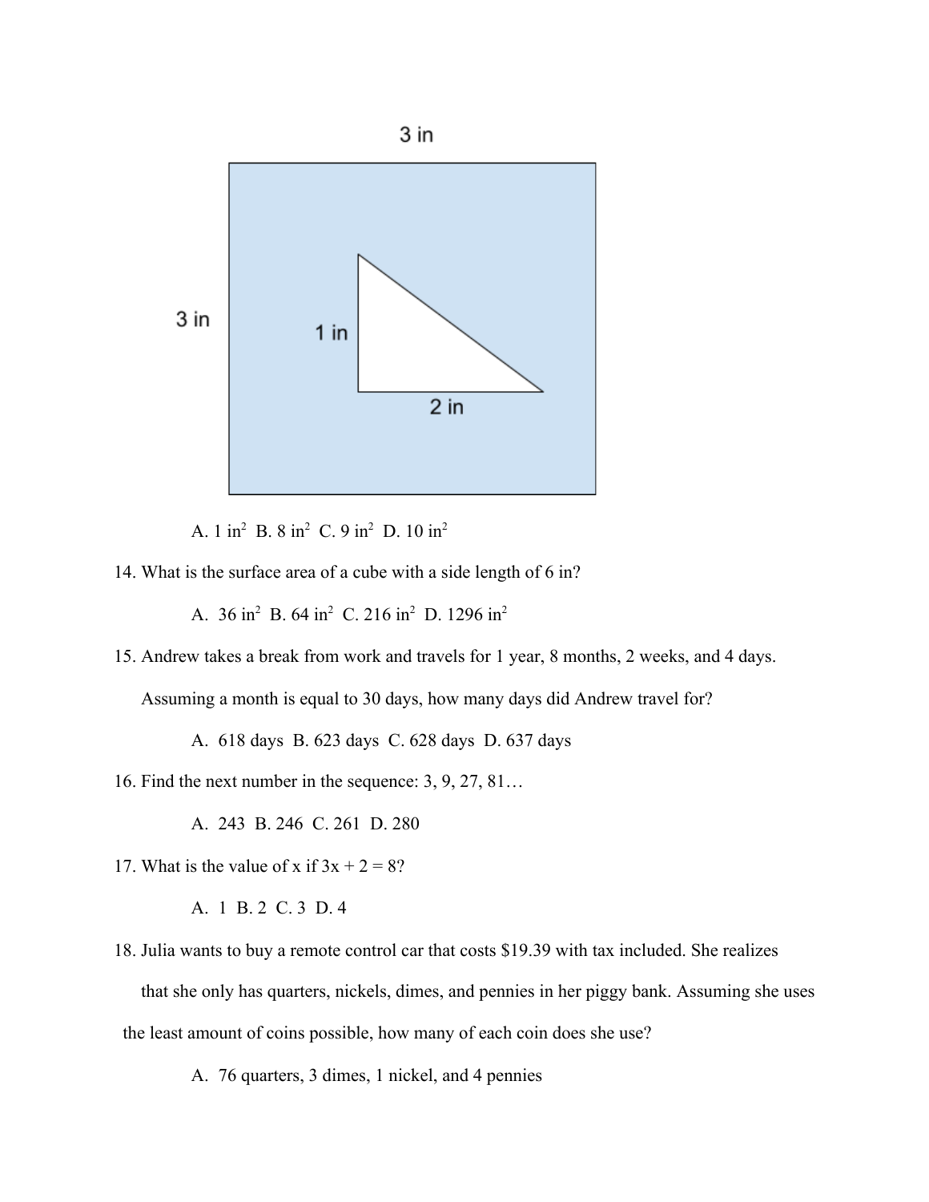3 in

3 in

1 in

2 in

A. 1 $in^2$  B. 8 $in^2$  C. 9 $in^2$  D. 10 $in^2$

14. What is the surface area of a cube with a side length of 6 in?

    A. 36 $in^2$  B. 64 $in^2$  C. 216 $in^2$  D. 1296 $in^2$

15. Andrew takes a break from work and travels for 1 year, 8 months, 2 weeks, and 4 days. Assuming a month is equal to 30 days, how many days did Andrew travel for?

    A. 618 days  B. 623 days  C. 628 days  D. 637 days

16. Find the next number in the sequence: 3, 9, 27, 81…

    A. 243  B. 246  C. 261  D. 280

17. What is the value of x if $3x + 2 = 8$?

    A. 1  B. 2  C. 3  D. 4

18. Julia wants to buy a remote control car that costs $19.39 with tax included. She realizes that she only has quarters, nickels, dimes, and pennies in her piggy bank. Assuming she uses the least amount of coins possible, how many of each coin does she use?

    A. 76 quarters, 3 dimes, 1 nickel, and 4 pennies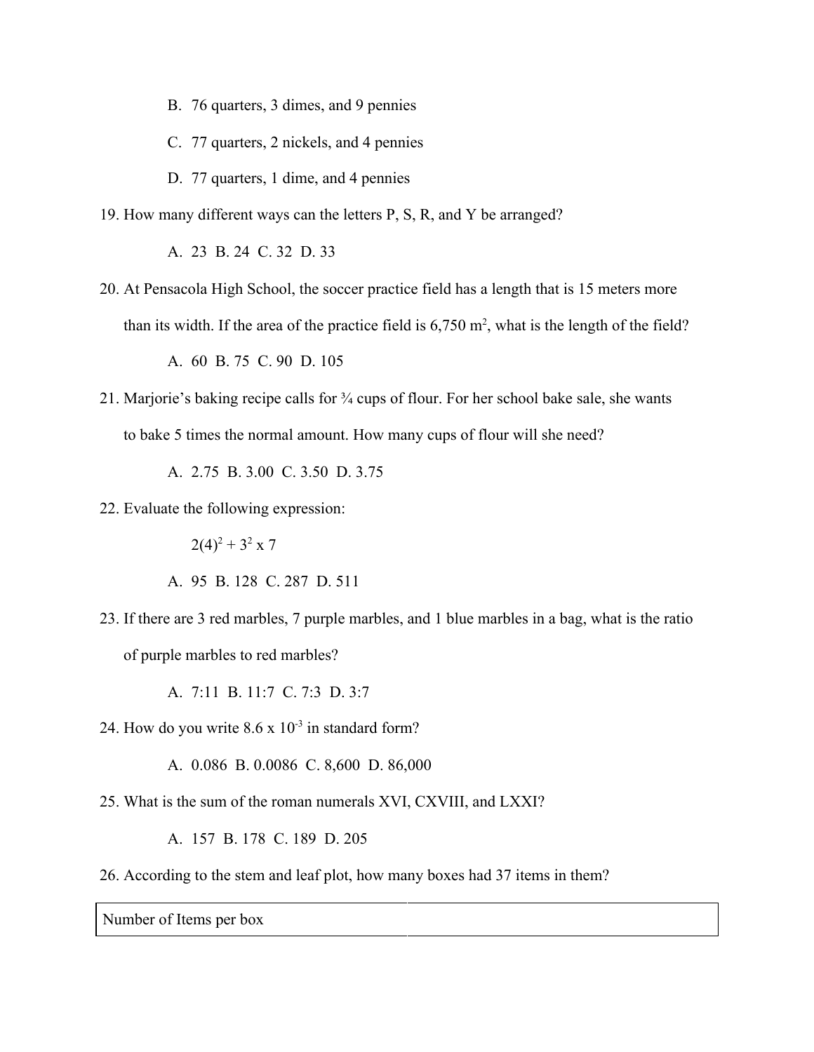B. 76 quarters, 3 dimes, and 9 pennies

C. 77 quarters, 2 nickels, and 4 pennies

D. 77 quarters, 1 dime, and 4 pennies

19. How many different ways can the letters P, S, R, and Y be arranged?

    A. 23 B. 24 C. 32 D. 33

20. At Pensacola High School, the soccer practice field has a length that is 15 meters more than its width. If the area of the practice field is 6,750 $m^2$, what is the length of the field?

    A. 60 B. 75 C. 90 D. 105

21. Marjorie's baking recipe calls for ¾ cups of flour. For her school bake sale, she wants to bake 5 times the normal amount. How many cups of flour will she need?

    A. 2.75 B. 3.00 C. 3.50 D. 3.75

22. Evaluate the following expression:

    $2(4)^2 + 3^2 \times 7$

    A. 95 B. 128 C. 287 D. 511

23. If there are 3 red marbles, 7 purple marbles, and 1 blue marbles in a bag, what is the ratio of purple marbles to red marbles?

    A. 7:11 B. 11:7 C. 7:3 D. 3:7

24. How do you write $8.6 \times 10^{-3}$ in standard form?

    A. 0.086 B. 0.0086 C. 8,600 D. 86,000

25. What is the sum of the roman numerals XVI, CXVIII, and LXXI?

    A. 157 B. 178 C. 189 D. 205

26. According to the stem and leaf plot, how many boxes had 37 items in them?

| Number of Items per box | |
| --- | --- |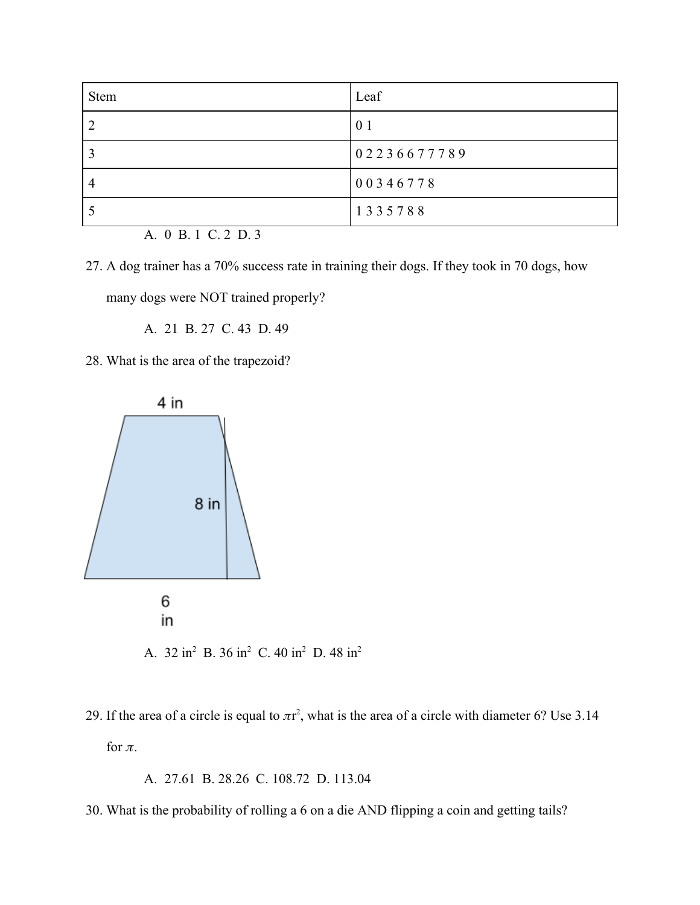| Stem | Leaf |
|---|---|
| 2 | 0 1 |
| 3 | 0 2 2 3 6 6 7 7 7 8 9 |
| 4 | 0 0 3 4 6 7 7 8 |
| 5 | 1 3 3 5 7 8 8 |

A. 0 B. 1 C. 2 D. 3

27. A dog trainer has a 70% success rate in training their dogs. If they took in 70 dogs, how many dogs were NOT trained properly?

    A. 21 B. 27 C. 43 D. 49

28. What is the area of the trapezoid?

    4 in

    8 in

    6 in

    A. 32 in$^2$ B. 36 in$^2$ C. 40 in$^2$ D. 48 in$^2$

29. If the area of a circle is equal to $\pi r^2$, what is the area of a circle with diameter 6? Use 3.14 for $\pi$.

    A. 27.61 B. 28.26 C. 108.72 D. 113.04

30. What is the probability of rolling a 6 on a die AND flipping a coin and getting tails?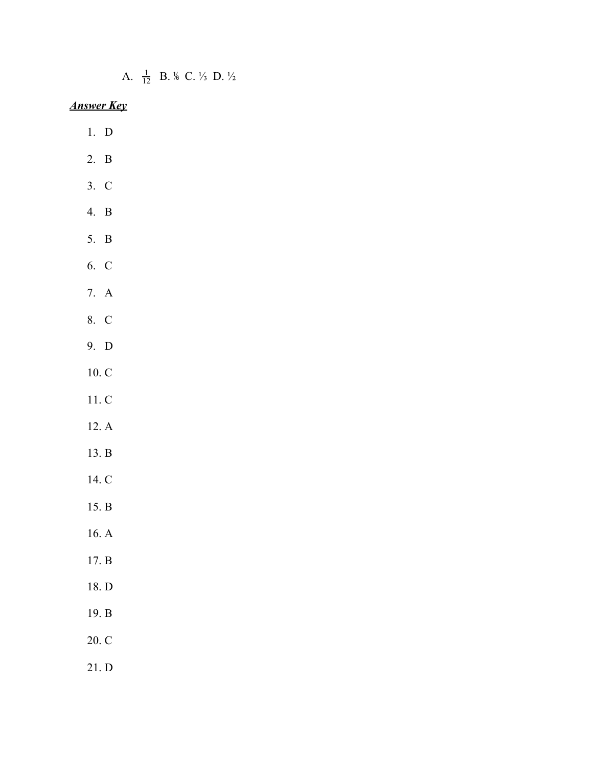A. $\frac{1}{12}$ B. $\frac{1}{6}$ C. $\frac{1}{3}$ D. $\frac{1}{2}$

***Answer Key***

1. D
2. B
3. C
4. B
5. B
6. C
7. A
8. C
9. D
10. C
11. C
12. A
13. B
14. C
15. B
16. A
17. B
18. D
19. B
20. C
21. D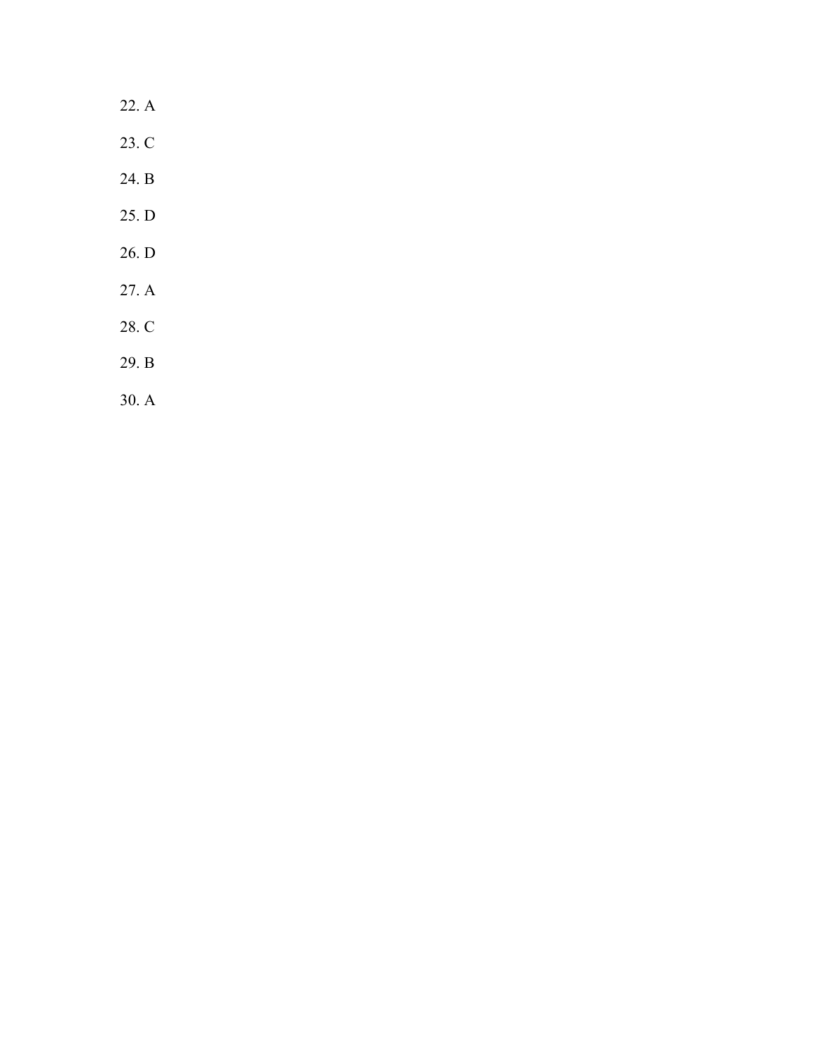22. A

23. C

24. B

25. D

26. D

27. A

28. C

29. B

30. A